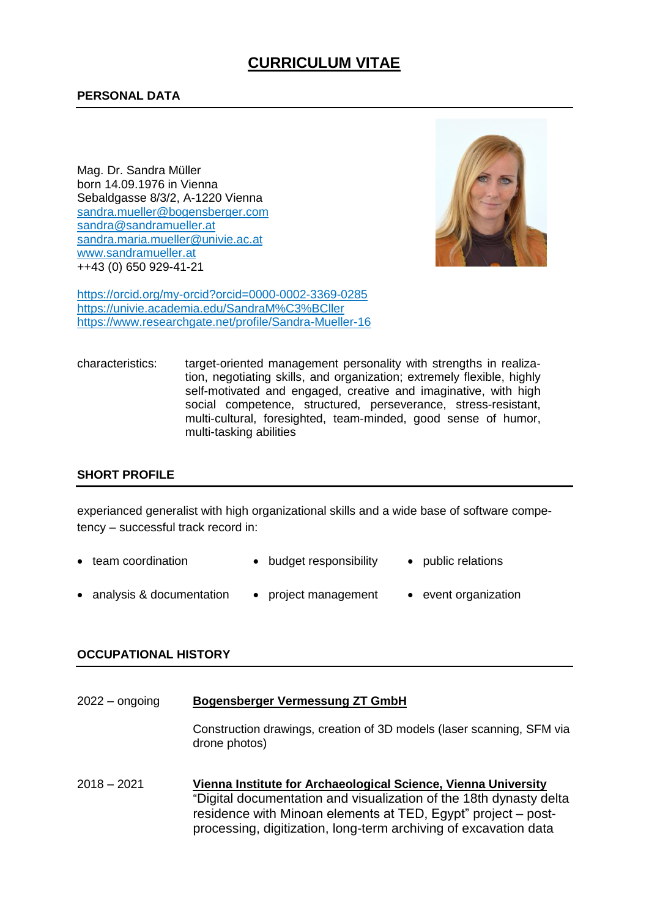# CURRICULUM VITAE

## PERSONAL DATA

Mag. Dr. Sandra Müller
born 14.09.1976 in Vienna
Sebaldgasse 8/3/2, A-1220 Vienna
sandra.mueller@bogensberger.com
sandra@sandramueller.at
sandra.maria.mueller@univie.ac.at
www.sandramueller.at
++43 (0) 650 929-41-21

https://orcid.org/my-orcid?orcid=0000-0002-3369-0285
https://univie.academia.edu/SandraM%C3%BCller
https://www.researchgate.net/profile/Sandra-Mueller-16

characteristics: target-oriented management personality with strengths in realization, negotiating skills, and organization; extremely flexible, highly self-motivated and engaged, creative and imaginative, with high social competence, structured, perseverance, stress-resistant, multi-cultural, foresighted, team-minded, good sense of humor, multi-tasking abilities

## SHORT PROFILE

experianced generalist with high organizational skills and a wide base of software competency – successful track record in:

- team coordination
- budget responsibility
- public relations
- analysis & documentation
- project management
- event organization

## OCCUPATIONAL HISTORY

2022 – ongoing **Bogensberger Vermessung ZT GmbH**

Construction drawings, creation of 3D models (laser scanning, SFM via drone photos)

2018 – 2021 **Vienna Institute for Archaeological Science, Vienna University**

"Digital documentation and visualization of the 18th dynasty delta residence with Minoan elements at TED, Egypt" project – post-processing, digitization, long-term archiving of excavation data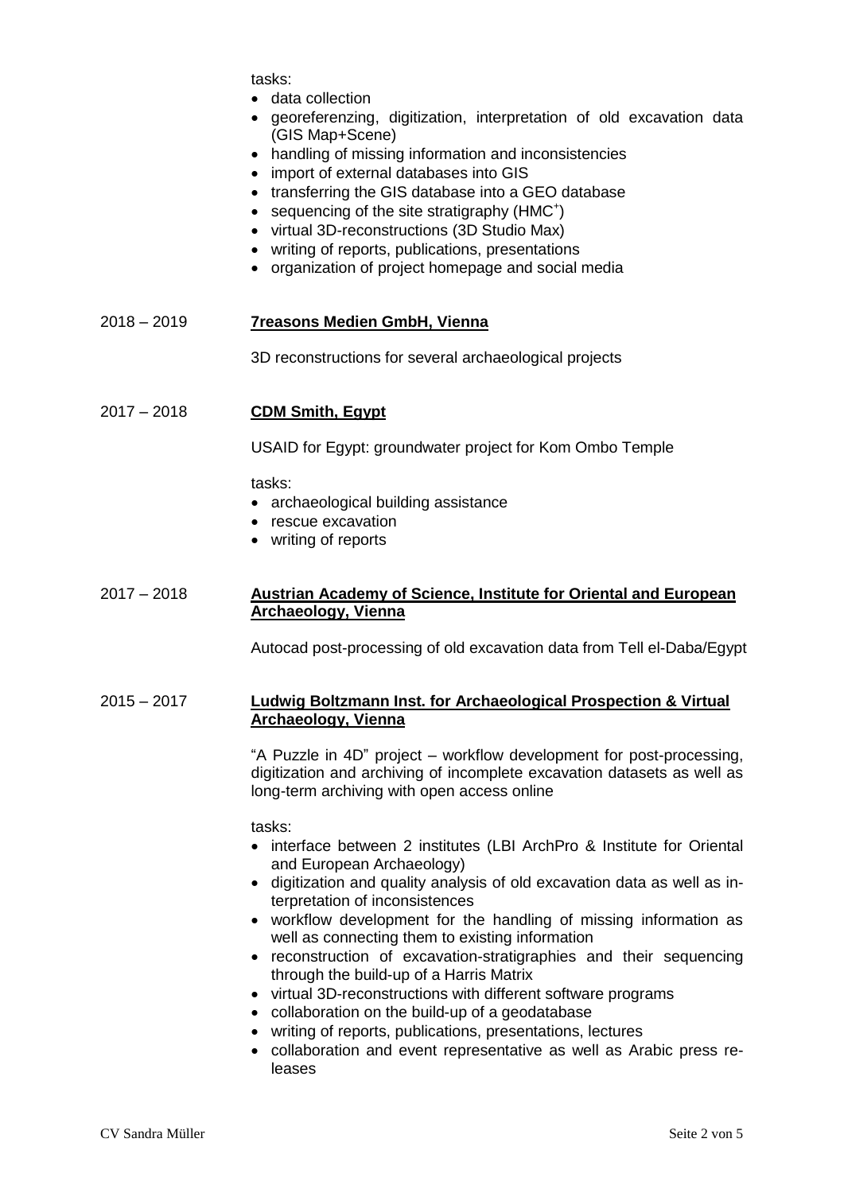tasks:

- data collection
- georeferenzing, digitization, interpretation of old excavation data (GIS Map+Scene)
- handling of missing information and inconsistencies
- import of external databases into GIS
- transferring the GIS database into a GEO database
- sequencing of the site stratigraphy ($HMC^{+}$)
- virtual 3D-reconstructions (3D Studio Max)
- writing of reports, publications, presentations
- organization of project homepage and social media

2018 – 2019 **7reasons Medien GmbH, Vienna**

3D reconstructions for several archaeological projects

2017 – 2018 **CDM Smith, Egypt**

USAID for Egypt: groundwater project for Kom Ombo Temple

tasks:

- archaeological building assistance
- rescue excavation
- writing of reports

2017 – 2018 **Austrian Academy of Science, Institute for Oriental and European Archaeology, Vienna**

Autocad post-processing of old excavation data from Tell el-Daba/Egypt

2015 – 2017 **Ludwig Boltzmann Inst. for Archaeological Prospection & Virtual Archaeology, Vienna**

"A Puzzle in 4D" project – workflow development for post-processing, digitization and archiving of incomplete excavation datasets as well as long-term archiving with open access online

tasks:

- interface between 2 institutes (LBI ArchPro & Institute for Oriental and European Archaeology)
- digitization and quality analysis of old excavation data as well as interpretation of inconsistences
- workflow development for the handling of missing information as well as connecting them to existing information
- reconstruction of excavation-stratigraphies and their sequencing through the build-up of a Harris Matrix
- virtual 3D-reconstructions with different software programs
- collaboration on the build-up of a geodatabase
- writing of reports, publications, presentations, lectures
- collaboration and event representative as well as Arabic press releases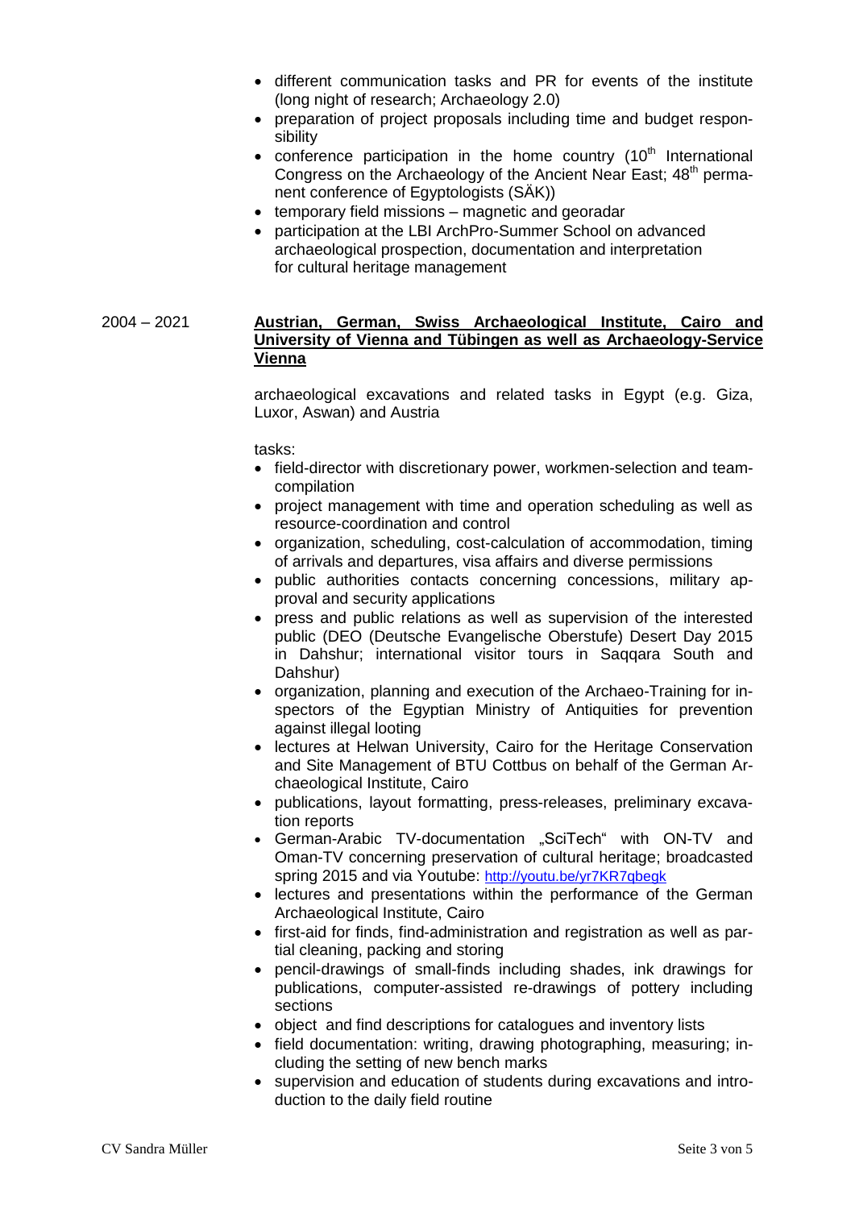- different communication tasks and PR for events of the institute (long night of research; Archaeology 2.0)
- preparation of project proposals including time and budget responsibility
- conference participation in the home country (10th International Congress on the Archaeology of the Ancient Near East; 48th permanent conference of Egyptologists (SÄK))
- temporary field missions – magnetic and georadar
- participation at the LBI ArchPro-Summer School on advanced archaeological prospection, documentation and interpretation for cultural heritage management

2004 – 2021 **Austrian, German, Swiss Archaeological Institute, Cairo and University of Vienna and Tübingen as well as Archaeology-Service Vienna**

archaeological excavations and related tasks in Egypt (e.g. Giza, Luxor, Aswan) and Austria

tasks:

- field-director with discretionary power, workmen-selection and team-compilation
- project management with time and operation scheduling as well as resource-coordination and control
- organization, scheduling, cost-calculation of accommodation, timing of arrivals and departures, visa affairs and diverse permissions
- public authorities contacts concerning concessions, military approval and security applications
- press and public relations as well as supervision of the interested public (DEO (Deutsche Evangelische Oberstufe) Desert Day 2015 in Dahshur; international visitor tours in Saqqara South and Dahshur)
- organization, planning and execution of the Archaeo-Training for inspectors of the Egyptian Ministry of Antiquities for prevention against illegal looting
- lectures at Helwan University, Cairo for the Heritage Conservation and Site Management of BTU Cottbus on behalf of the German Archaeological Institute, Cairo
- publications, layout formatting, press-releases, preliminary excavation reports
- German-Arabic TV-documentation „SciTech" with ON-TV and Oman-TV concerning preservation of cultural heritage; broadcasted spring 2015 and via Youtube: http://youtu.be/yr7KR7qbegk
- lectures and presentations within the performance of the German Archaeological Institute, Cairo
- first-aid for finds, find-administration and registration as well as partial cleaning, packing and storing
- pencil-drawings of small-finds including shades, ink drawings for publications, computer-assisted re-drawings of pottery including sections
- object and find descriptions for catalogues and inventory lists
- field documentation: writing, drawing photographing, measuring; including the setting of new bench marks
- supervision and education of students during excavations and introduction to the daily field routine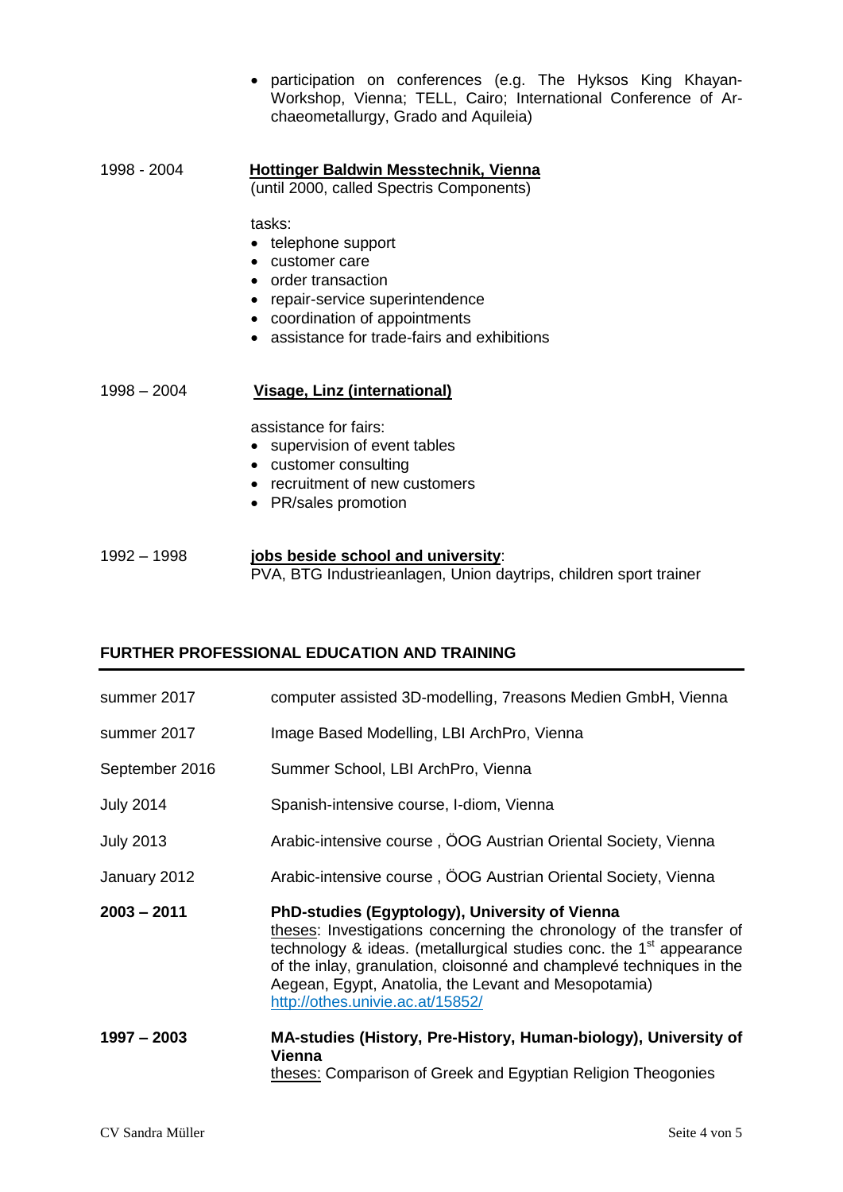- participation on conferences (e.g. The Hyksos King Khayan-Workshop, Vienna; TELL, Cairo; International Conference of Archaeometallurgy, Grado and Aquileia)

1998 - 2004 **Hottinger Baldwin Messtechnik, Vienna**
(until 2000, called Spectris Components)

tasks:

- telephone support
- customer care
- order transaction
- repair-service superintendence
- coordination of appointments
- assistance for trade-fairs and exhibitions

1998 – 2004 **Visage, Linz (international)**

assistance for fairs:

- supervision of event tables
- customer consulting
- recruitment of new customers
- PR/sales promotion

1992 – 1998 **jobs beside school and university**:
PVA, BTG Industrieanlagen, Union daytrips, children sport trainer

## FURTHER PROFESSIONAL EDUCATION AND TRAINING

summer 2017 computer assisted 3D-modelling, 7reasons Medien GmbH, Vienna

summer 2017 Image Based Modelling, LBI ArchPro, Vienna

September 2016 Summer School, LBI ArchPro, Vienna

July 2014 Spanish-intensive course, I-diom, Vienna

July 2013 Arabic-intensive course , ÖOG Austrian Oriental Society, Vienna

January 2012 Arabic-intensive course , ÖOG Austrian Oriental Society, Vienna

**2003 – 2011** **PhD-studies (Egyptology), University of Vienna**
theses: Investigations concerning the chronology of the transfer of technology & ideas. (metallurgical studies conc. the 1st appearance of the inlay, granulation, cloisonné and champlevé techniques in the Aegean, Egypt, Anatolia, the Levant and Mesopotamia)
http://othes.univie.ac.at/15852/

**1997 – 2003** **MA-studies (History, Pre-History, Human-biology), University of Vienna**
theses: Comparison of Greek and Egyptian Religion Theogonies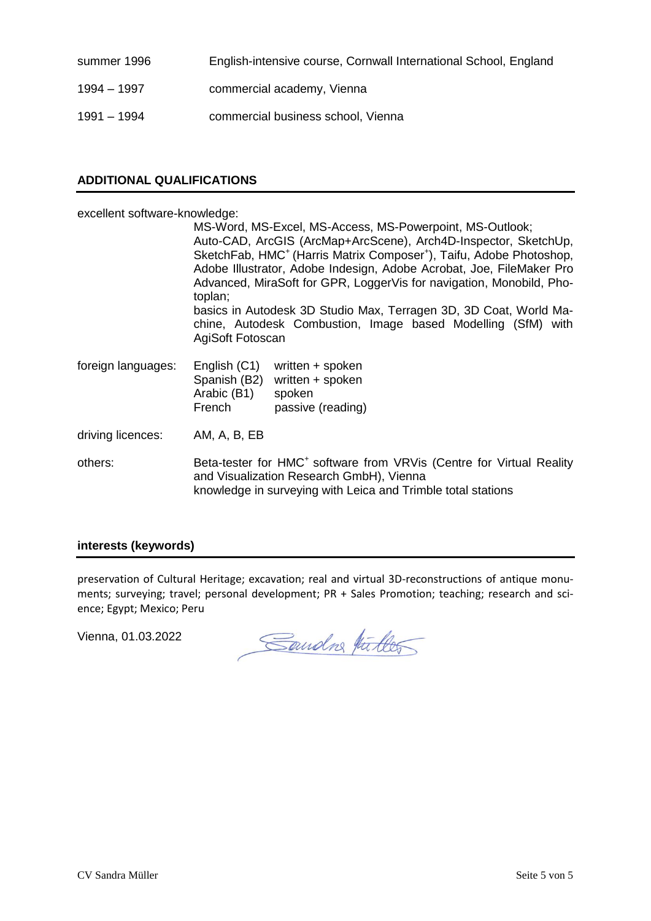| | |
|---|---|
| summer 1996 | English-intensive course, Cornwall International School, England |
| 1994 – 1997 | commercial academy, Vienna |
| 1991 – 1994 | commercial business school, Vienna |

## ADDITIONAL QUALIFICATIONS

excellent software-knowledge:

MS-Word, MS-Excel, MS-Access, MS-Powerpoint, MS-Outlook;
Auto-CAD, ArcGIS (ArcMap+ArcScene), Arch4D-Inspector, SketchUp, SketchFab, HMC+ (Harris Matrix Composer+), Taifu, Adobe Photoshop, Adobe Illustrator, Adobe Indesign, Adobe Acrobat, Joe, FileMaker Pro Advanced, MiraSoft for GPR, LoggerVis for navigation, Monobild, Photoplan;
basics in Autodesk 3D Studio Max, Terragen 3D, 3D Coat, World Machine, Autodesk Combustion, Image based Modelling (SfM) with AgiSoft Fotoscan

| | | |
|---|---|---|
| foreign languages: | English (C1) | written + spoken |
| | Spanish (B2) | written + spoken |
| | Arabic (B1) | spoken |
| | French | passive (reading) |

driving licences: AM, A, B, EB

others: Beta-tester for HMC+ software from VRVis (Centre for Virtual Reality and Visualization Research GmbH), Vienna
knowledge in surveying with Leica and Trimble total stations

## interests (keywords)

preservation of Cultural Heritage; excavation; real and virtual 3D-reconstructions of antique monuments; surveying; travel; personal development; PR + Sales Promotion; teaching; research and science; Egypt; Mexico; Peru

Vienna, 01.03.2022